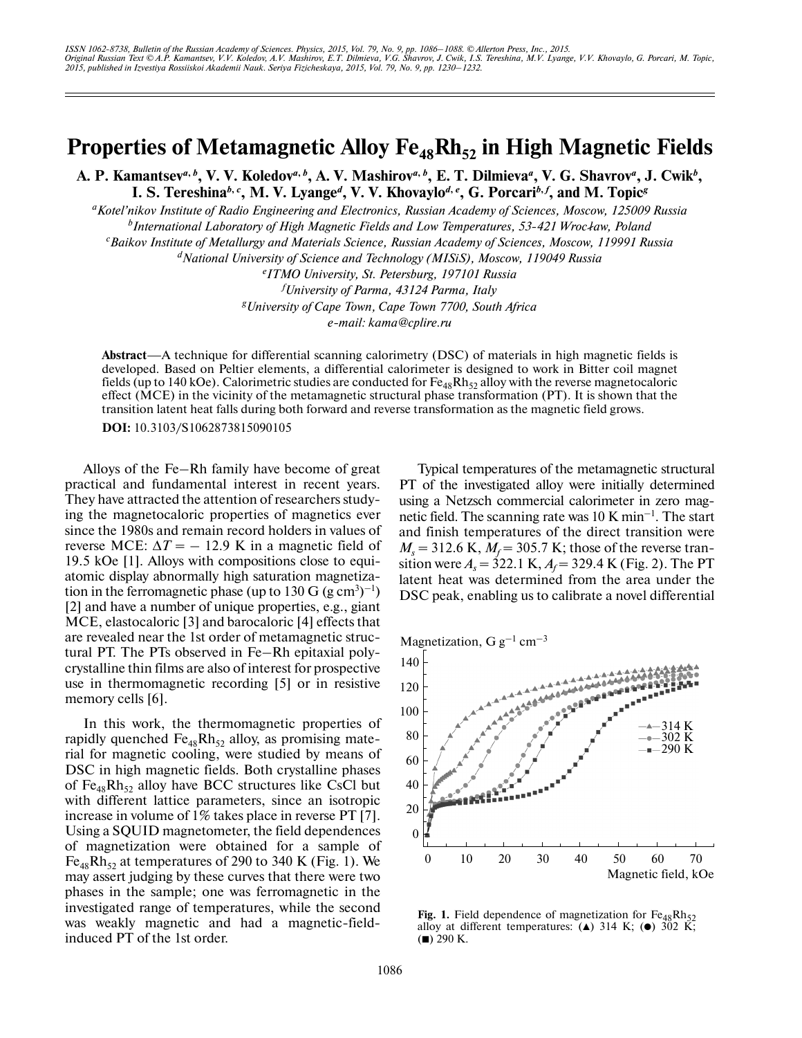# Properties of Metamagnetic Alloy $Fe_{48}Rh_{52}$ in High Magnetic Fields

**A. P. Kamantsev[a, b], V. V. Koledov[a, b], A. V. Mashirov[a, b], E. T. Dilmieva[a], V. G. Shavrov[a], J. Cwik[b], I. S. Tereshina[b, c], M. V. Lyange[d], V. V. Khovaylo[d, e], G. Porcari[b, f], and M. Topic[g]**

[a]Kotel'nikov Institute of Radio Engineering and Electronics, Russian Academy of Sciences, Moscow, 125009 Russia
[b]International Laboratory of High Magnetic Fields and Low Temperatures, 53-421 Wrocław, Poland
[c]Baikov Institute of Metallurgy and Materials Science, Russian Academy of Sciences, Moscow, 119991 Russia
[d]National University of Science and Technology (MISiS), Moscow, 119049 Russia
[e]ITMO University, St. Petersburg, 197101 Russia
[f]University of Parma, 43124 Parma, Italy
[g]University of Cape Town, Cape Town 7700, South Africa
e-mail: kama@cplire.ru

**Abstract**—A technique for differential scanning calorimetry (DSC) of materials in high magnetic fields is developed. Based on Peltier elements, a differential calorimeter is designed to work in Bitter coil magnet fields (up to 140 kOe). Calorimetric studies are conducted for $Fe_{48}Rh_{52}$ alloy with the reverse magnetocaloric effect (MCE) in the vicinity of the metamagnetic structural phase transformation (PT). It is shown that the transition latent heat falls during both forward and reverse transformation as the magnetic field grows.

**DOI:** 10.3103/S1062873815090105

Alloys of the Fe–Rh family have become of great practical and fundamental interest in recent years. They have attracted the attention of researchers studying the magnetocaloric properties of magnetics ever since the 1980s and remain record holders in values of reverse MCE: $\Delta T = -12.9$ K in a magnetic field of 19.5 kOe [1]. Alloys with compositions close to equiatomic display abnormally high saturation magnetization in the ferromagnetic phase (up to 130 G $(g\,cm^3)^{-1}$) [2] and have a number of unique properties, e.g., giant MCE, elastocaloric [3] and barocaloric [4] effects that are revealed near the 1st order of metamagnetic structural PT. The PTs observed in Fe–Rh epitaxial polycrystalline thin films are also of interest for prospective use in thermomagnetic recording [5] or in resistive memory cells [6].

In this work, the thermomagnetic properties of rapidly quenched $Fe_{48}Rh_{52}$ alloy, as promising material for magnetic cooling, were studied by means of DSC in high magnetic fields. Both crystalline phases of $Fe_{48}Rh_{52}$ alloy have BCC structures like CsCl but with different lattice parameters, since an isotropic increase in volume of 1% takes place in reverse PT [7]. Using a SQUID magnetometer, the field dependences of magnetization were obtained for a sample of $Fe_{48}Rh_{52}$ at temperatures of 290 to 340 K (Fig. 1). We may assert judging by these curves that there were two phases in the sample; one was ferromagnetic in the investigated range of temperatures, while the second was weakly magnetic and had a magnetic-field-induced PT of the 1st order.

Typical temperatures of the metamagnetic structural PT of the investigated alloy were initially determined using a Netzsch commercial calorimeter in zero magnetic field. The scanning rate was 10 K min$^{-1}$. The start and finish temperatures of the direct transition were $M_s = 312.6$ K, $M_f = 305.7$ K; those of the reverse transition were $A_s = 322.1$ K, $A_f = 329.4$ K (Fig. 2). The PT latent heat was determined from the area under the DSC peak, enabling us to calibrate a novel differential

**Fig. 1.** Field dependence of magnetization for $Fe_{48}Rh_{52}$ alloy at different temperatures: (▲) 314 K; (●) 302 K; (■) 290 K.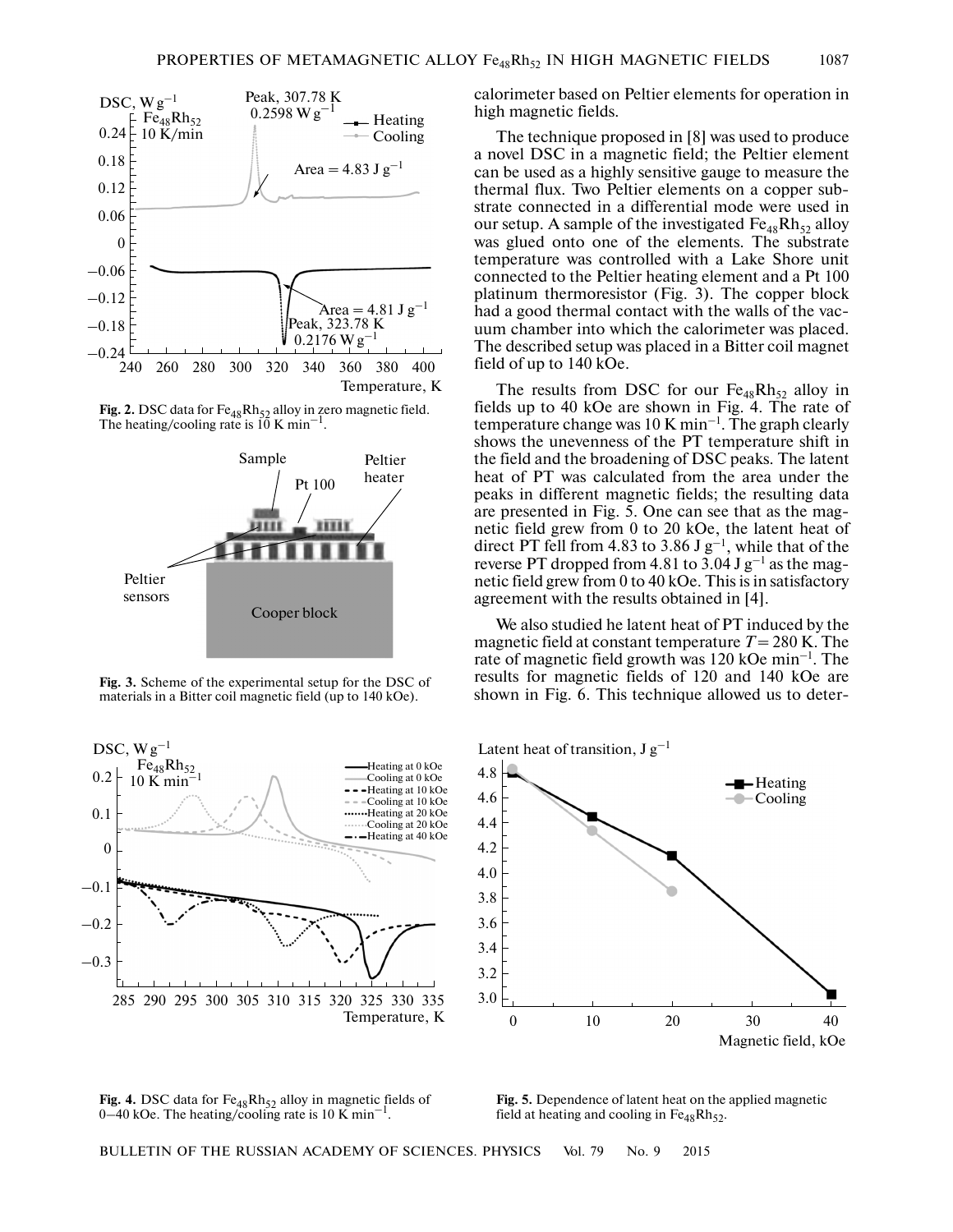calorimeter based on Peltier elements for operation in high magnetic fields.

The technique proposed in [8] was used to produce a novel DSC in a magnetic field; the Peltier element can be used as a highly sensitive gauge to measure the thermal flux. Two Peltier elements on a copper substrate connected in a differential mode were used in our setup. A sample of the investigated $Fe_{48}Rh_{52}$ alloy was glued onto one of the elements. The substrate temperature was controlled with a Lake Shore unit connected to the Peltier heating element and a Pt 100 platinum thermoresistor (Fig. 3). The copper block had a good thermal contact with the walls of the vacuum chamber into which the calorimeter was placed. The described setup was placed in a Bitter coil magnet field of up to 140 kOe.

The results from DSC for our $Fe_{48}Rh_{52}$ alloy in fields up to 40 kOe are shown in Fig. 4. The rate of temperature change was 10 K $min^{-1}$. The graph clearly shows the unevenness of the PT temperature shift in the field and the broadening of DSC peaks. The latent heat of PT was calculated from the area under the peaks in different magnetic fields; the resulting data are presented in Fig. 5. One can see that as the magnetic field grew from 0 to 20 kOe, the latent heat of direct PT fell from 4.83 to 3.86 J $g^{-1}$, while that of the reverse PT dropped from 4.81 to 3.04 J $g^{-1}$ as the magnetic field grew from 0 to 40 kOe. This is in satisfactory agreement with the results obtained in [4].

We also studied he latent heat of PT induced by the magnetic field at constant temperature $T = 280$ K. The rate of magnetic field growth was 120 kOe $min^{-1}$. The results for magnetic fields of 120 and 140 kOe are shown in Fig. 6. This technique allowed us to deter-

**Fig. 2.** DSC data for $Fe_{48}Rh_{52}$ alloy in zero magnetic field. The heating/cooling rate is 10 K $min^{-1}$.

**Fig. 3.** Scheme of the experimental setup for the DSC of materials in a Bitter coil magnetic field (up to 140 kOe).

**Fig. 4.** DSC data for $Fe_{48}Rh_{52}$ alloy in magnetic fields of 0–40 kOe. The heating/cooling rate is 10 K $min^{-1}$.

**Fig. 5.** Dependence of latent heat on the applied magnetic field at heating and cooling in $Fe_{48}Rh_{52}$.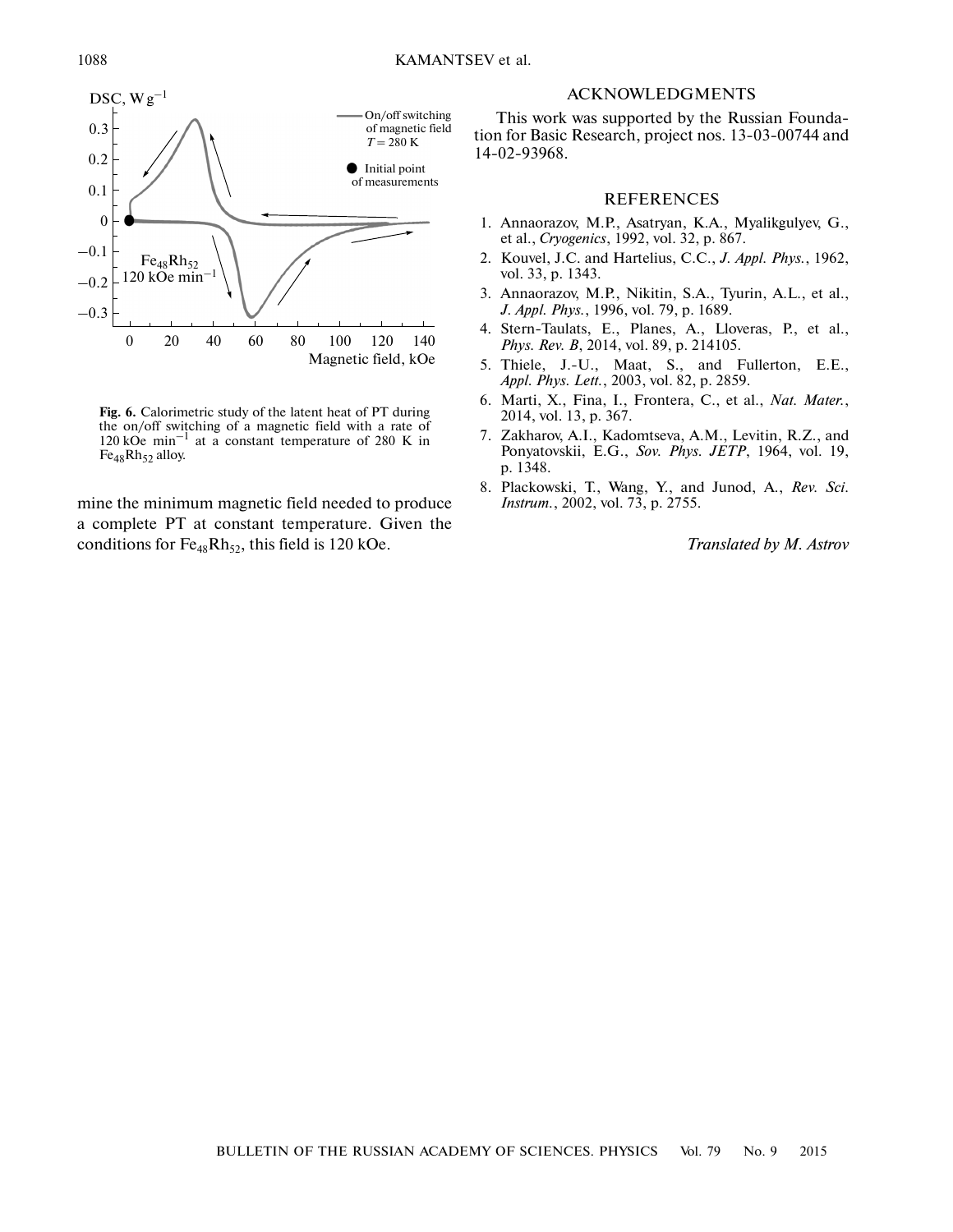DSC, W g$^{-1}$

0.3

0.2

0.1

0

−0.1

−0.2

−0.3

0 20 40 60 80 100 120 140

Magnetic field, kOe

On/off switching of magnetic field $T = 280$ K

Initial point of measurements

$Fe_{48}Rh_{52}$

120 kOe min$^{-1}$

**Fig. 6.** Calorimetric study of the latent heat of PT during the on/off switching of a magnetic field with a rate of 120 kOe min$^{-1}$ at a constant temperature of 280 K in $Fe_{48}Rh_{52}$ alloy.

mine the minimum magnetic field needed to produce a complete PT at constant temperature. Given the conditions for $Fe_{48}Rh_{52}$, this field is 120 kOe.

## ACKNOWLEDGMENTS

This work was supported by the Russian Foundation for Basic Research, project nos. 13-03-00744 and 14-02-93968.

## REFERENCES

1. Annaorazov, M.P., Asatryan, K.A., Myalikgulyev, G., et al., *Cryogenics*, 1992, vol. 32, p. 867.
2. Kouvel, J.C. and Hartelius, C.C., *J. Appl. Phys.*, 1962, vol. 33, p. 1343.
3. Annaorazov, M.P., Nikitin, S.A., Tyurin, A.L., et al., *J. Appl. Phys.*, 1996, vol. 79, p. 1689.
4. Stern-Taulats, E., Planes, A., Lloveras, P., et al., *Phys. Rev. B*, 2014, vol. 89, p. 214105.
5. Thiele, J.-U., Maat, S., and Fullerton, E.E., *Appl. Phys. Lett.*, 2003, vol. 82, p. 2859.
6. Marti, X., Fina, I., Frontera, C., et al., *Nat. Mater.*, 2014, vol. 13, p. 367.
7. Zakharov, A.I., Kadomtseva, A.M., Levitin, R.Z., and Ponyatovskii, E.G., *Sov. Phys. JETP*, 1964, vol. 19, p. 1348.
8. Plackowski, T., Wang, Y., and Junod, A., *Rev. Sci. Instrum.*, 2002, vol. 73, p. 2755.

*Translated by M. Astrov*